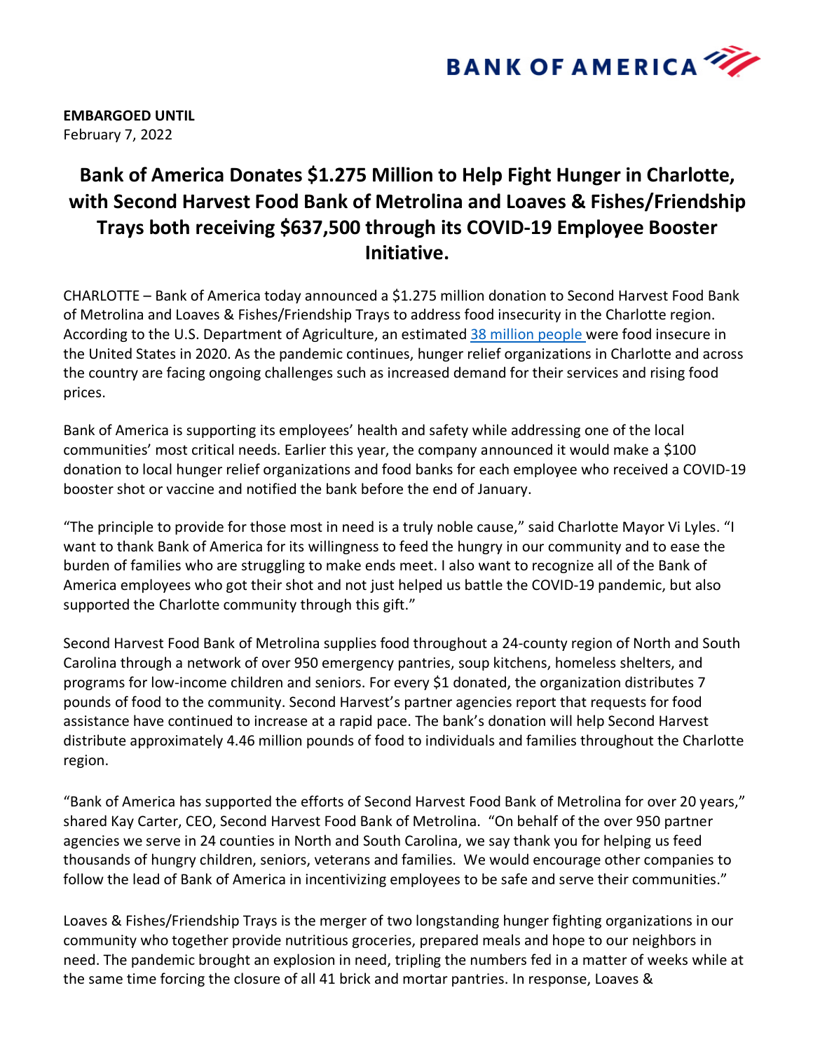BANK OF AMERICA

**EMBARGOED UNTIL**
February 7, 2022

# Bank of America Donates $1.275 Million to Help Fight Hunger in Charlotte, with Second Harvest Food Bank of Metrolina and Loaves & Fishes/Friendship Trays both receiving $637,500 through its COVID-19 Employee Booster Initiative.

CHARLOTTE – Bank of America today announced a $1.275 million donation to Second Harvest Food Bank of Metrolina and Loaves & Fishes/Friendship Trays to address food insecurity in the Charlotte region. According to the U.S. Department of Agriculture, an estimated 38 million people were food insecure in the United States in 2020. As the pandemic continues, hunger relief organizations in Charlotte and across the country are facing ongoing challenges such as increased demand for their services and rising food prices.

Bank of America is supporting its employees' health and safety while addressing one of the local communities' most critical needs. Earlier this year, the company announced it would make a $100 donation to local hunger relief organizations and food banks for each employee who received a COVID-19 booster shot or vaccine and notified the bank before the end of January.

"The principle to provide for those most in need is a truly noble cause," said Charlotte Mayor Vi Lyles. "I want to thank Bank of America for its willingness to feed the hungry in our community and to ease the burden of families who are struggling to make ends meet. I also want to recognize all of the Bank of America employees who got their shot and not just helped us battle the COVID-19 pandemic, but also supported the Charlotte community through this gift."

Second Harvest Food Bank of Metrolina supplies food throughout a 24-county region of North and South Carolina through a network of over 950 emergency pantries, soup kitchens, homeless shelters, and programs for low-income children and seniors. For every $1 donated, the organization distributes 7 pounds of food to the community. Second Harvest's partner agencies report that requests for food assistance have continued to increase at a rapid pace. The bank's donation will help Second Harvest distribute approximately 4.46 million pounds of food to individuals and families throughout the Charlotte region.

"Bank of America has supported the efforts of Second Harvest Food Bank of Metrolina for over 20 years," shared Kay Carter, CEO, Second Harvest Food Bank of Metrolina. "On behalf of the over 950 partner agencies we serve in 24 counties in North and South Carolina, we say thank you for helping us feed thousands of hungry children, seniors, veterans and families. We would encourage other companies to follow the lead of Bank of America in incentivizing employees to be safe and serve their communities."

Loaves & Fishes/Friendship Trays is the merger of two longstanding hunger fighting organizations in our community who together provide nutritious groceries, prepared meals and hope to our neighbors in need. The pandemic brought an explosion in need, tripling the numbers fed in a matter of weeks while at the same time forcing the closure of all 41 brick and mortar pantries. In response, Loaves &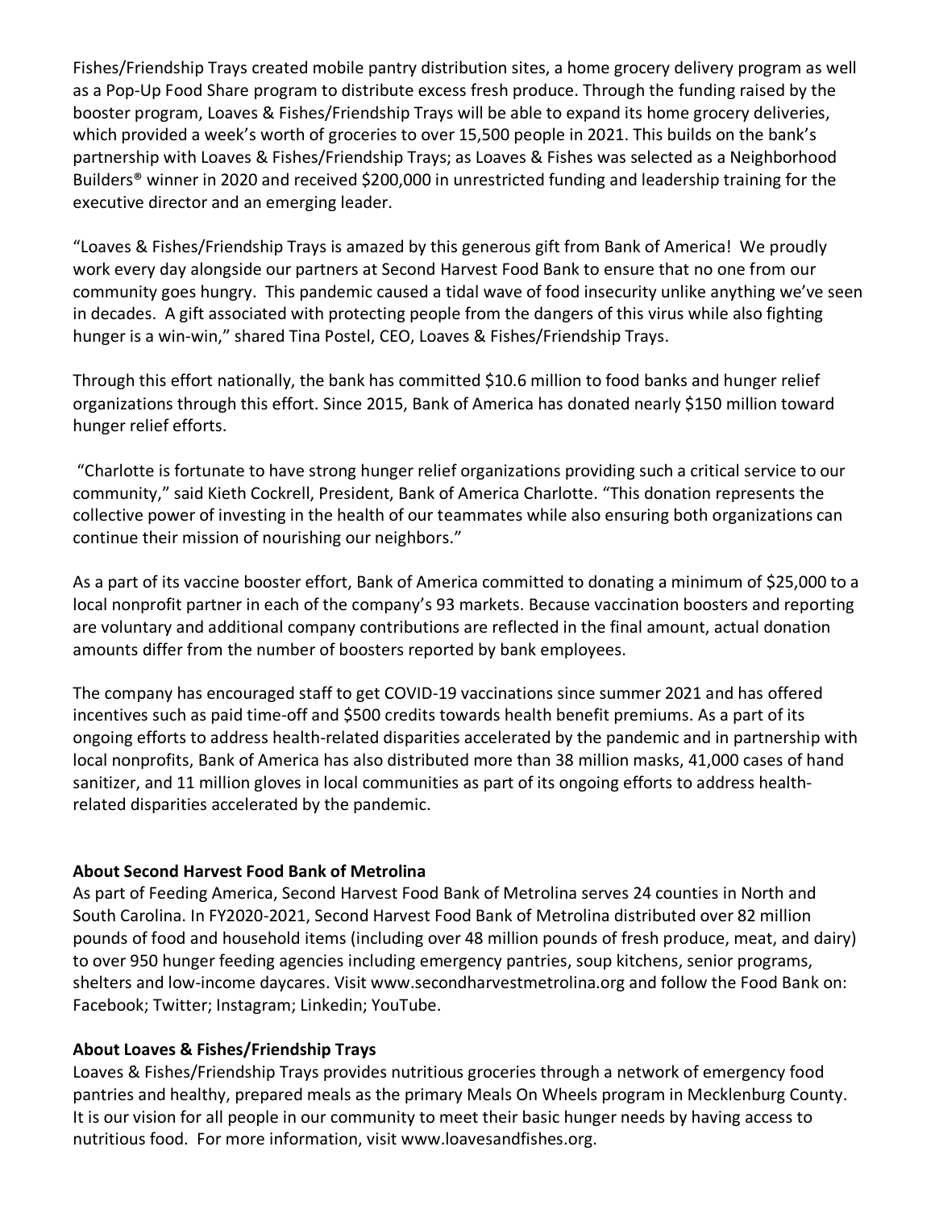Fishes/Friendship Trays created mobile pantry distribution sites, a home grocery delivery program as well as a Pop-Up Food Share program to distribute excess fresh produce. Through the funding raised by the booster program, Loaves & Fishes/Friendship Trays will be able to expand its home grocery deliveries, which provided a week's worth of groceries to over 15,500 people in 2021. This builds on the bank's partnership with Loaves & Fishes/Friendship Trays; as Loaves & Fishes was selected as a Neighborhood Builders® winner in 2020 and received $200,000 in unrestricted funding and leadership training for the executive director and an emerging leader.

"Loaves & Fishes/Friendship Trays is amazed by this generous gift from Bank of America! We proudly work every day alongside our partners at Second Harvest Food Bank to ensure that no one from our community goes hungry. This pandemic caused a tidal wave of food insecurity unlike anything we've seen in decades. A gift associated with protecting people from the dangers of this virus while also fighting hunger is a win-win," shared Tina Postel, CEO, Loaves & Fishes/Friendship Trays.

Through this effort nationally, the bank has committed $10.6 million to food banks and hunger relief organizations through this effort. Since 2015, Bank of America has donated nearly $150 million toward hunger relief efforts.

"Charlotte is fortunate to have strong hunger relief organizations providing such a critical service to our community," said Kieth Cockrell, President, Bank of America Charlotte. "This donation represents the collective power of investing in the health of our teammates while also ensuring both organizations can continue their mission of nourishing our neighbors."

As a part of its vaccine booster effort, Bank of America committed to donating a minimum of $25,000 to a local nonprofit partner in each of the company's 93 markets. Because vaccination boosters and reporting are voluntary and additional company contributions are reflected in the final amount, actual donation amounts differ from the number of boosters reported by bank employees.

The company has encouraged staff to get COVID-19 vaccinations since summer 2021 and has offered incentives such as paid time-off and $500 credits towards health benefit premiums. As a part of its ongoing efforts to address health-related disparities accelerated by the pandemic and in partnership with local nonprofits, Bank of America has also distributed more than 38 million masks, 41,000 cases of hand sanitizer, and 11 million gloves in local communities as part of its ongoing efforts to address health-related disparities accelerated by the pandemic.

**About Second Harvest Food Bank of Metrolina**

As part of Feeding America, Second Harvest Food Bank of Metrolina serves 24 counties in North and South Carolina. In FY2020-2021, Second Harvest Food Bank of Metrolina distributed over 82 million pounds of food and household items (including over 48 million pounds of fresh produce, meat, and dairy) to over 950 hunger feeding agencies including emergency pantries, soup kitchens, senior programs, shelters and low-income daycares. Visit www.secondharvestmetrolina.org and follow the Food Bank on: Facebook; Twitter; Instagram; Linkedin; YouTube.

**About Loaves & Fishes/Friendship Trays**

Loaves & Fishes/Friendship Trays provides nutritious groceries through a network of emergency food pantries and healthy, prepared meals as the primary Meals On Wheels program in Mecklenburg County. It is our vision for all people in our community to meet their basic hunger needs by having access to nutritious food. For more information, visit www.loavesandfishes.org.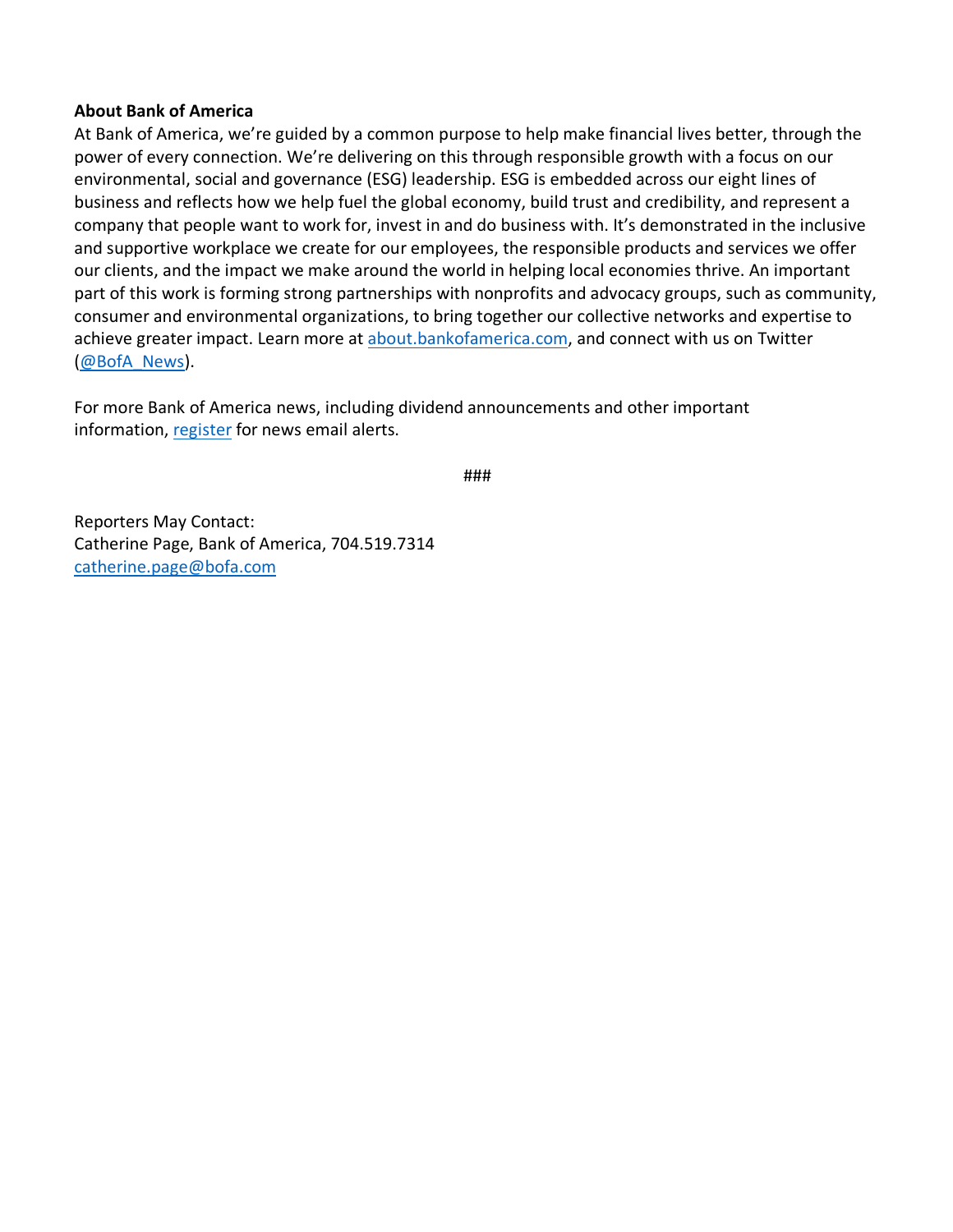**About Bank of America**
At Bank of America, we're guided by a common purpose to help make financial lives better, through the power of every connection. We're delivering on this through responsible growth with a focus on our environmental, social and governance (ESG) leadership. ESG is embedded across our eight lines of business and reflects how we help fuel the global economy, build trust and credibility, and represent a company that people want to work for, invest in and do business with. It's demonstrated in the inclusive and supportive workplace we create for our employees, the responsible products and services we offer our clients, and the impact we make around the world in helping local economies thrive. An important part of this work is forming strong partnerships with nonprofits and advocacy groups, such as community, consumer and environmental organizations, to bring together our collective networks and expertise to achieve greater impact. Learn more at about.bankofamerica.com, and connect with us on Twitter (@BofA_News).

For more Bank of America news, including dividend announcements and other important information, register for news email alerts.

###

Reporters May Contact:
Catherine Page, Bank of America, 704.519.7314
catherine.page@bofa.com